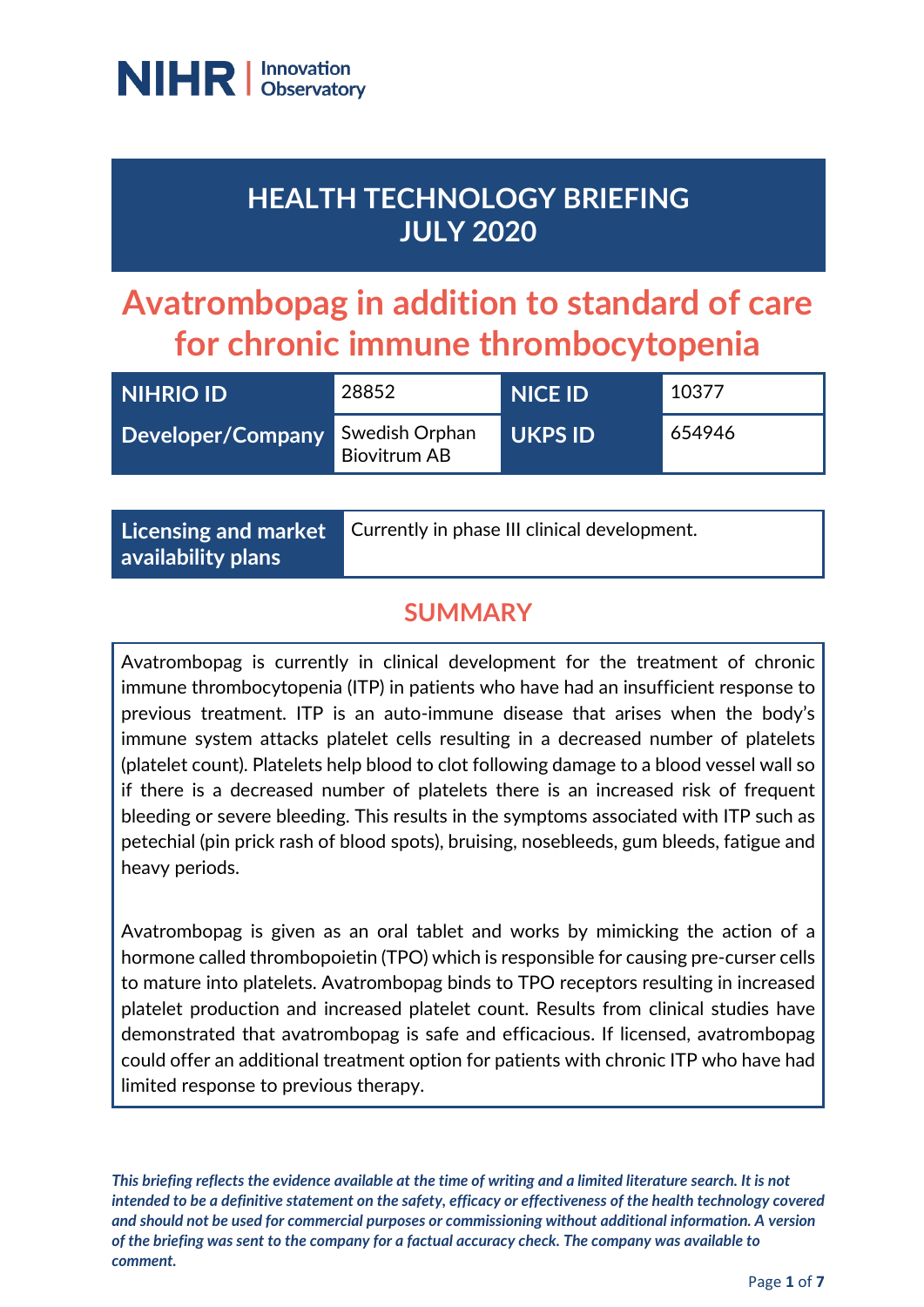NIHR | Innovation Observatory

# HEALTH TECHNOLOGY BRIEFING JULY 2020

# Avatrombopag in addition to standard of care for chronic immune thrombocytopenia

| NIHRIO ID | 28852 | NICE ID | 10377 |
| --- | --- | --- | --- |
| Developer/Company | Swedish Orphan Biovitrum AB | UKPS ID | 654946 |

| Licensing and market availability plans | Currently in phase III clinical development. |
| --- | --- |

## SUMMARY

Avatrombopag is currently in clinical development for the treatment of chronic immune thrombocytopenia (ITP) in patients who have had an insufficient response to previous treatment. ITP is an auto-immune disease that arises when the body's immune system attacks platelet cells resulting in a decreased number of platelets (platelet count). Platelets help blood to clot following damage to a blood vessel wall so if there is a decreased number of platelets there is an increased risk of frequent bleeding or severe bleeding. This results in the symptoms associated with ITP such as petechial (pin prick rash of blood spots), bruising, nosebleeds, gum bleeds, fatigue and heavy periods.

Avatrombopag is given as an oral tablet and works by mimicking the action of a hormone called thrombopoietin (TPO) which is responsible for causing pre-curser cells to mature into platelets. Avatrombopag binds to TPO receptors resulting in increased platelet production and increased platelet count. Results from clinical studies have demonstrated that avatrombopag is safe and efficacious. If licensed, avatrombopag could offer an additional treatment option for patients with chronic ITP who have had limited response to previous therapy.

***This briefing reflects the evidence available at the time of writing and a limited literature search. It is not intended to be a definitive statement on the safety, efficacy or effectiveness of the health technology covered and should not be used for commercial purposes or commissioning without additional information. A version of the briefing was sent to the company for a factual accuracy check. The company was available to comment.***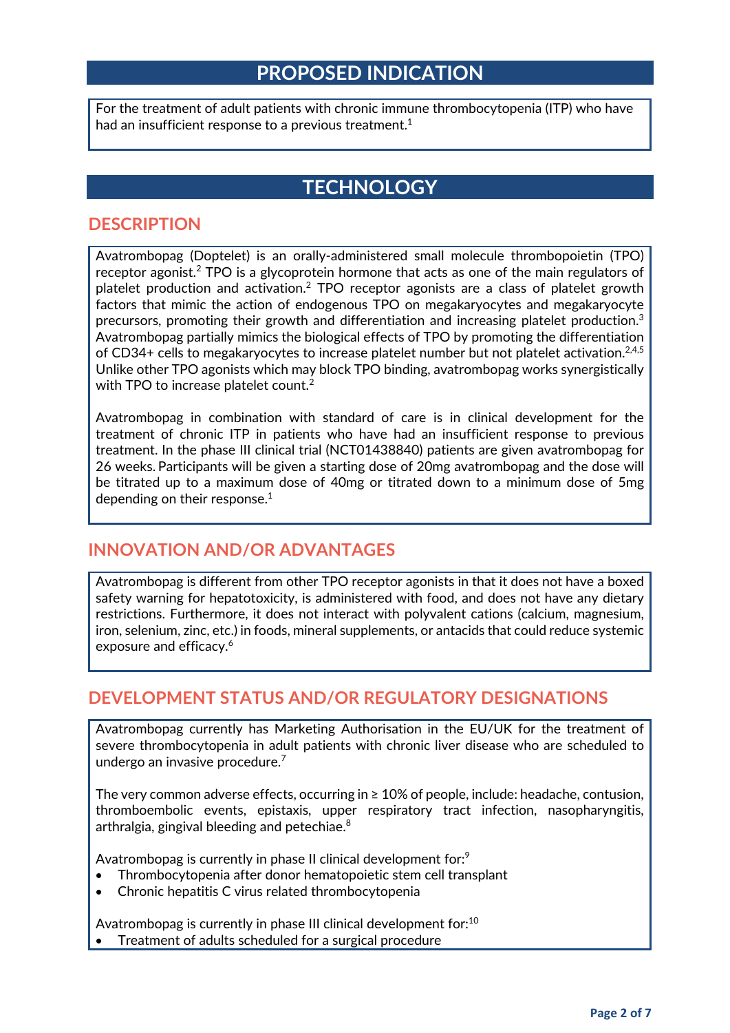## PROPOSED INDICATION

For the treatment of adult patients with chronic immune thrombocytopenia (ITP) who have had an insufficient response to a previous treatment.[1]

## TECHNOLOGY

### DESCRIPTION

Avatrombopag (Doptelet) is an orally-administered small molecule thrombopoietin (TPO) receptor agonist.[2] TPO is a glycoprotein hormone that acts as one of the main regulators of platelet production and activation.[2] TPO receptor agonists are a class of platelet growth factors that mimic the action of endogenous TPO on megakaryocytes and megakaryocyte precursors, promoting their growth and differentiation and increasing platelet production.[3] Avatrombopag partially mimics the biological effects of TPO by promoting the differentiation of CD34+ cells to megakaryocytes to increase platelet number but not platelet activation.[2,4,5] Unlike other TPO agonists which may block TPO binding, avatrombopag works synergistically with TPO to increase platelet count.[2]

Avatrombopag in combination with standard of care is in clinical development for the treatment of chronic ITP in patients who have had an insufficient response to previous treatment. In the phase III clinical trial (NCT01438840) patients are given avatrombopag for 26 weeks. Participants will be given a starting dose of 20mg avatrombopag and the dose will be titrated up to a maximum dose of 40mg or titrated down to a minimum dose of 5mg depending on their response.[1]

### INNOVATION AND/OR ADVANTAGES

Avatrombopag is different from other TPO receptor agonists in that it does not have a boxed safety warning for hepatotoxicity, is administered with food, and does not have any dietary restrictions. Furthermore, it does not interact with polyvalent cations (calcium, magnesium, iron, selenium, zinc, etc.) in foods, mineral supplements, or antacids that could reduce systemic exposure and efficacy.[6]

### DEVELOPMENT STATUS AND/OR REGULATORY DESIGNATIONS

Avatrombopag currently has Marketing Authorisation in the EU/UK for the treatment of severe thrombocytopenia in adult patients with chronic liver disease who are scheduled to undergo an invasive procedure.[7]

The very common adverse effects, occurring in ≥ 10% of people, include: headache, contusion, thromboembolic events, epistaxis, upper respiratory tract infection, nasopharyngitis, arthralgia, gingival bleeding and petechiae.[8]

Avatrombopag is currently in phase II clinical development for:[9]

- Thrombocytopenia after donor hematopoietic stem cell transplant
- Chronic hepatitis C virus related thrombocytopenia

Avatrombopag is currently in phase III clinical development for:[10]

- Treatment of adults scheduled for a surgical procedure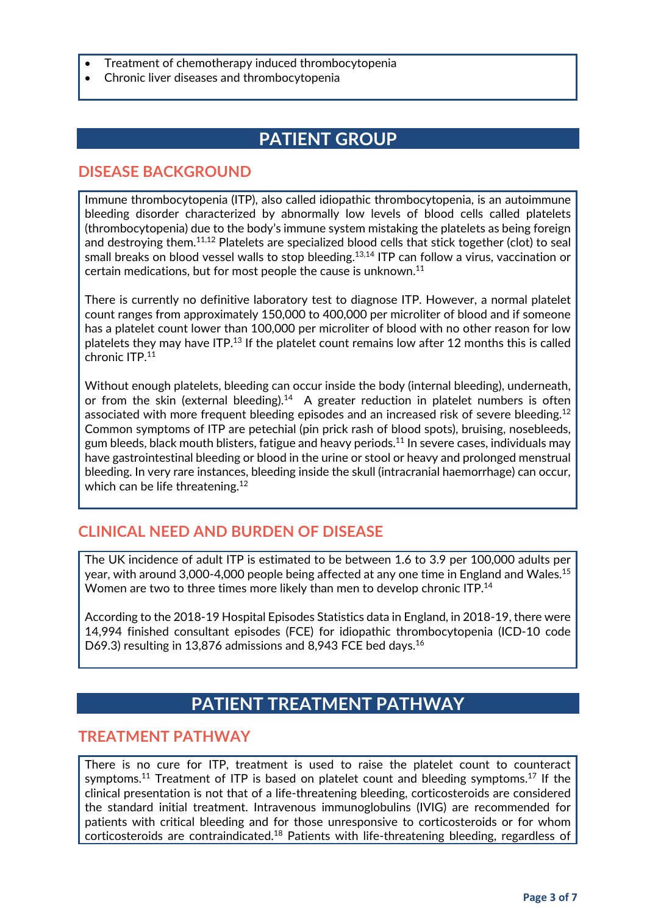- Treatment of chemotherapy induced thrombocytopenia
- Chronic liver diseases and thrombocytopenia

# PATIENT GROUP

## DISEASE BACKGROUND

Immune thrombocytopenia (ITP), also called idiopathic thrombocytopenia, is an autoimmune bleeding disorder characterized by abnormally low levels of blood cells called platelets (thrombocytopenia) due to the body's immune system mistaking the platelets as being foreign and destroying them.[11,12] Platelets are specialized blood cells that stick together (clot) to seal small breaks on blood vessel walls to stop bleeding.[13,14] ITP can follow a virus, vaccination or certain medications, but for most people the cause is unknown.[11]

There is currently no definitive laboratory test to diagnose ITP. However, a normal platelet count ranges from approximately 150,000 to 400,000 per microliter of blood and if someone has a platelet count lower than 100,000 per microliter of blood with no other reason for low platelets they may have ITP.[13] If the platelet count remains low after 12 months this is called chronic ITP.[11]

Without enough platelets, bleeding can occur inside the body (internal bleeding), underneath, or from the skin (external bleeding).[14] A greater reduction in platelet numbers is often associated with more frequent bleeding episodes and an increased risk of severe bleeding.[12] Common symptoms of ITP are petechial (pin prick rash of blood spots), bruising, nosebleeds, gum bleeds, black mouth blisters, fatigue and heavy periods.[11] In severe cases, individuals may have gastrointestinal bleeding or blood in the urine or stool or heavy and prolonged menstrual bleeding. In very rare instances, bleeding inside the skull (intracranial haemorrhage) can occur, which can be life threatening.[12]

## CLINICAL NEED AND BURDEN OF DISEASE

The UK incidence of adult ITP is estimated to be between 1.6 to 3.9 per 100,000 adults per year, with around 3,000-4,000 people being affected at any one time in England and Wales.[15] Women are two to three times more likely than men to develop chronic ITP.[14]

According to the 2018-19 Hospital Episodes Statistics data in England, in 2018-19, there were 14,994 finished consultant episodes (FCE) for idiopathic thrombocytopenia (ICD-10 code D69.3) resulting in 13,876 admissions and 8,943 FCE bed days.[16]

# PATIENT TREATMENT PATHWAY

## TREATMENT PATHWAY

There is no cure for ITP, treatment is used to raise the platelet count to counteract symptoms.[11] Treatment of ITP is based on platelet count and bleeding symptoms.[17] If the clinical presentation is not that of a life-threatening bleeding, corticosteroids are considered the standard initial treatment. Intravenous immunoglobulins (IVIG) are recommended for patients with critical bleeding and for those unresponsive to corticosteroids or for whom corticosteroids are contraindicated.[18] Patients with life-threatening bleeding, regardless of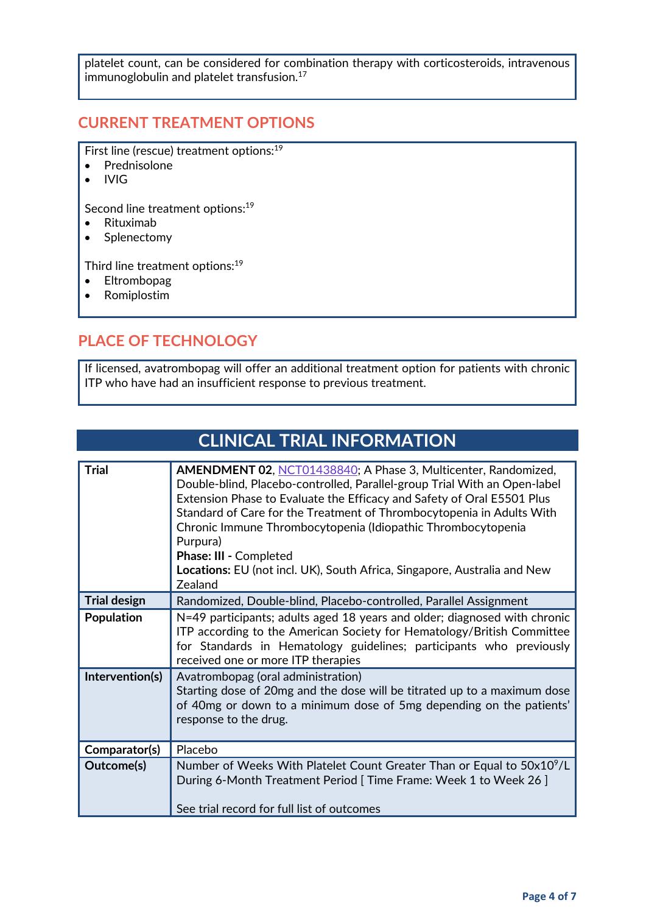platelet count, can be considered for combination therapy with corticosteroids, intravenous immunoglobulin and platelet transfusion.[17]

## CURRENT TREATMENT OPTIONS

First line (rescue) treatment options:[19]

- Prednisolone
- IVIG

Second line treatment options:[19]

- Rituximab
- Splenectomy

Third line treatment options:[19]

- Eltrombopag
- Romiplostim

## PLACE OF TECHNOLOGY

If licensed, avatrombopag will offer an additional treatment option for patients with chronic ITP who have had an insufficient response to previous treatment.

# CLINICAL TRIAL INFORMATION

| | |
|---|---|
| **Trial** | **AMENDMENT 02**, NCT01438840; A Phase 3, Multicenter, Randomized, Double-blind, Placebo-controlled, Parallel-group Trial With an Open-label Extension Phase to Evaluate the Efficacy and Safety of Oral E5501 Plus Standard of Care for the Treatment of Thrombocytopenia in Adults With Chronic Immune Thrombocytopenia (Idiopathic Thrombocytopenia Purpura)<br>**Phase: III -** Completed<br>**Locations:** EU (not incl. UK), South Africa, Singapore, Australia and New Zealand |
| **Trial design** | Randomized, Double-blind, Placebo-controlled, Parallel Assignment |
| **Population** | N=49 participants; adults aged 18 years and older; diagnosed with chronic ITP according to the American Society for Hematology/British Committee for Standards in Hematology guidelines; participants who previously received one or more ITP therapies |
| **Intervention(s)** | Avatrombopag (oral administration)<br>Starting dose of 20mg and the dose will be titrated up to a maximum dose of 40mg or down to a minimum dose of 5mg depending on the patients' response to the drug. |
| **Comparator(s)** | Placebo |
| **Outcome(s)** | Number of Weeks With Platelet Count Greater Than or Equal to $50 \times 10^9$/L During 6-Month Treatment Period [ Time Frame: Week 1 to Week 26 ]<br><br>See trial record for full list of outcomes |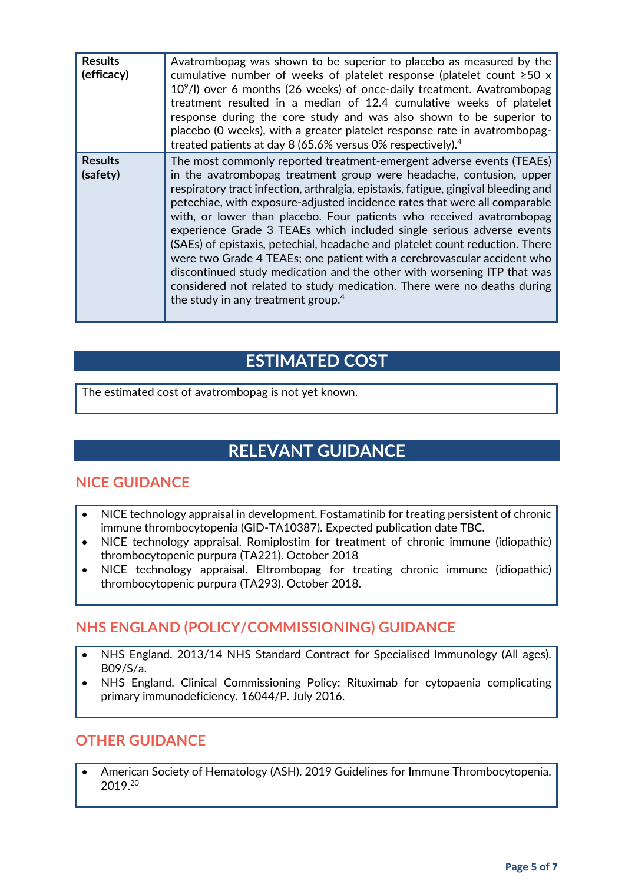| | |
|---|---|
| **Results (efficacy)** | Avatrombopag was shown to be superior to placebo as measured by the cumulative number of weeks of platelet response (platelet count ≥50 x $10^9$/l) over 6 months (26 weeks) of once-daily treatment. Avatrombopag treatment resulted in a median of 12.4 cumulative weeks of platelet response during the core study and was also shown to be superior to placebo (0 weeks), with a greater platelet response rate in avatrombopag-treated patients at day 8 (65.6% versus 0% respectively).[4] |
| **Results (safety)** | The most commonly reported treatment-emergent adverse events (TEAEs) in the avatrombopag treatment group were headache, contusion, upper respiratory tract infection, arthralgia, epistaxis, fatigue, gingival bleeding and petechiae, with exposure-adjusted incidence rates that were all comparable with, or lower than placebo. Four patients who received avatrombopag experience Grade 3 TEAEs which included single serious adverse events (SAEs) of epistaxis, petechial, headache and platelet count reduction. There were two Grade 4 TEAEs; one patient with a cerebrovascular accident who discontinued study medication and the other with worsening ITP that was considered not related to study medication. There were no deaths during the study in any treatment group.[4] |

## ESTIMATED COST

The estimated cost of avatrombopag is not yet known.

## RELEVANT GUIDANCE

### NICE GUIDANCE

- NICE technology appraisal in development. Fostamatinib for treating persistent of chronic immune thrombocytopenia (GID-TA10387). Expected publication date TBC.
- NICE technology appraisal. Romiplostim for treatment of chronic immune (idiopathic) thrombocytopenic purpura (TA221). October 2018
- NICE technology appraisal. Eltrombopag for treating chronic immune (idiopathic) thrombocytopenic purpura (TA293). October 2018.

### NHS ENGLAND (POLICY/COMMISSIONING) GUIDANCE

- NHS England. 2013/14 NHS Standard Contract for Specialised Immunology (All ages). B09/S/a.
- NHS England. Clinical Commissioning Policy: Rituximab for cytopaenia complicating primary immunodeficiency. 16044/P. July 2016.

### OTHER GUIDANCE

- American Society of Hematology (ASH). 2019 Guidelines for Immune Thrombocytopenia. 2019.[20]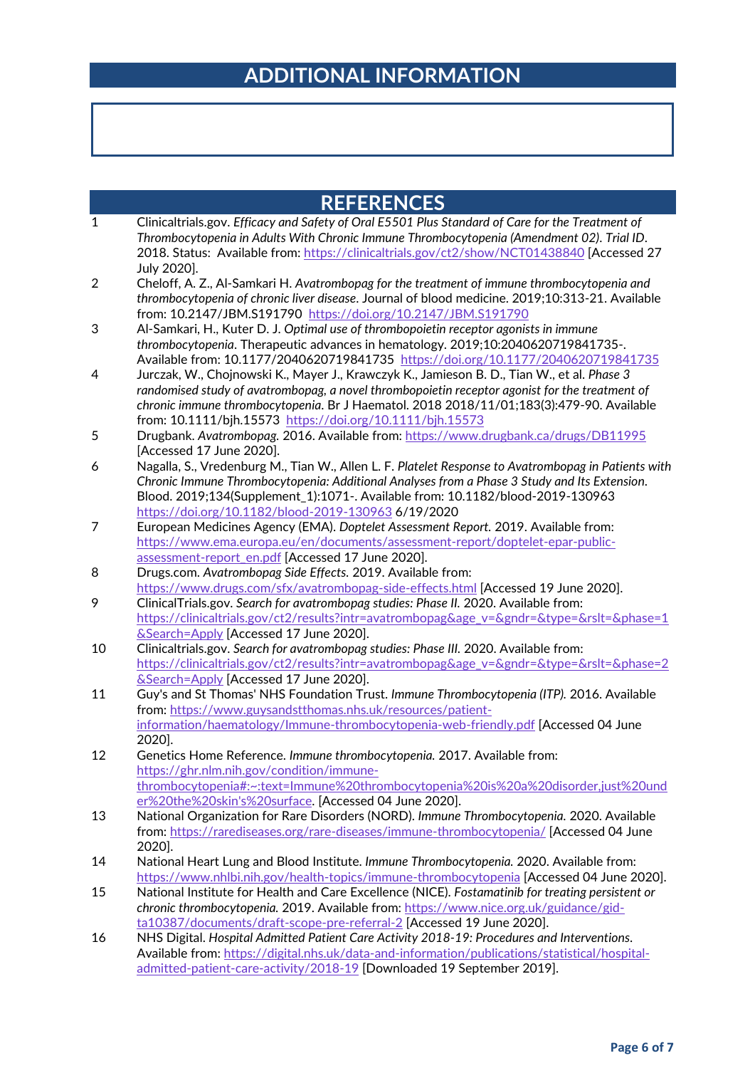## ADDITIONAL INFORMATION

## REFERENCES

1. Clinicaltrials.gov. *Efficacy and Safety of Oral E5501 Plus Standard of Care for the Treatment of Thrombocytopenia in Adults With Chronic Immune Thrombocytopenia (Amendment 02). Trial ID*. 2018. Status: Available from: https://clinicaltrials.gov/ct2/show/NCT01438840 [Accessed 27 July 2020].
2. Cheloff, A. Z., Al-Samkari H. *Avatrombopag for the treatment of immune thrombocytopenia and thrombocytopenia of chronic liver disease*. Journal of blood medicine. 2019;10:313-21. Available from: 10.2147/JBM.S191790 https://doi.org/10.2147/JBM.S191790
3. Al-Samkari, H., Kuter D. J. *Optimal use of thrombopoietin receptor agonists in immune thrombocytopenia*. Therapeutic advances in hematology. 2019;10:2040620719841735-. Available from: 10.1177/2040620719841735 https://doi.org/10.1177/2040620719841735
4. Jurczak, W., Chojnowski K., Mayer J., Krawczyk K., Jamieson B. D., Tian W., et al. *Phase 3 randomised study of avatrombopag, a novel thrombopoietin receptor agonist for the treatment of chronic immune thrombocytopenia*. Br J Haematol. 2018 2018/11/01;183(3):479-90. Available from: 10.1111/bjh.15573 https://doi.org/10.1111/bjh.15573
5. Drugbank. *Avatrombopag*. 2016. Available from: https://www.drugbank.ca/drugs/DB11995 [Accessed 17 June 2020].
6. Nagalla, S., Vredenburg M., Tian W., Allen L. F. *Platelet Response to Avatrombopag in Patients with Chronic Immune Thrombocytopenia: Additional Analyses from a Phase 3 Study and Its Extension*. Blood. 2019;134(Supplement_1):1071-. Available from: 10.1182/blood-2019-130963 https://doi.org/10.1182/blood-2019-130963 6/19/2020
7. European Medicines Agency (EMA). *Doptelet Assessment Report*. 2019. Available from: https://www.ema.europa.eu/en/documents/assessment-report/doptelet-epar-public-assessment-report_en.pdf [Accessed 17 June 2020].
8. Drugs.com. *Avatrombopag Side Effects*. 2019. Available from: https://www.drugs.com/sfx/avatrombopag-side-effects.html [Accessed 19 June 2020].
9. ClinicalTrials.gov. *Search for avatrombopag studies: Phase II*. 2020. Available from: https://clinicaltrials.gov/ct2/results?intr=avatrombopag&age_v=&gndr=&type=&rslt=&phase=1&Search=Apply [Accessed 17 June 2020].
10. Clinicaltrials.gov. *Search for avatrombopag studies: Phase III*. 2020. Available from: https://clinicaltrials.gov/ct2/results?intr=avatrombopag&age_v=&gndr=&type=&rslt=&phase=2&Search=Apply [Accessed 17 June 2020].
11. Guy's and St Thomas' NHS Foundation Trust. *Immune Thrombocytopenia (ITP)*. 2016. Available from: https://www.guysandstthomas.nhs.uk/resources/patient-information/haematology/Immune-thrombocytopenia-web-friendly.pdf [Accessed 04 June 2020].
12. Genetics Home Reference. *Immune thrombocytopenia*. 2017. Available from: https://ghr.nlm.nih.gov/condition/immune-thrombocytopenia#:~:text=Immune%20thrombocytopenia%20is%20a%20disorder,just%20under%20the%20skin's%20surface. [Accessed 04 June 2020].
13. National Organization for Rare Disorders (NORD). *Immune Thrombocytopenia*. 2020. Available from: https://rarediseases.org/rare-diseases/immune-thrombocytopenia/ [Accessed 04 June 2020].
14. National Heart Lung and Blood Institute. *Immune Thrombocytopenia*. 2020. Available from: https://www.nhlbi.nih.gov/health-topics/immune-thrombocytopenia [Accessed 04 June 2020].
15. National Institute for Health and Care Excellence (NICE). *Fostamatinib for treating persistent or chronic thrombocytopenia*. 2019. Available from: https://www.nice.org.uk/guidance/gid-ta10387/documents/draft-scope-pre-referral-2 [Accessed 19 June 2020].
16. NHS Digital. *Hospital Admitted Patient Care Activity 2018-19: Procedures and Interventions*. Available from: https://digital.nhs.uk/data-and-information/publications/statistical/hospital-admitted-patient-care-activity/2018-19 [Downloaded 19 September 2019].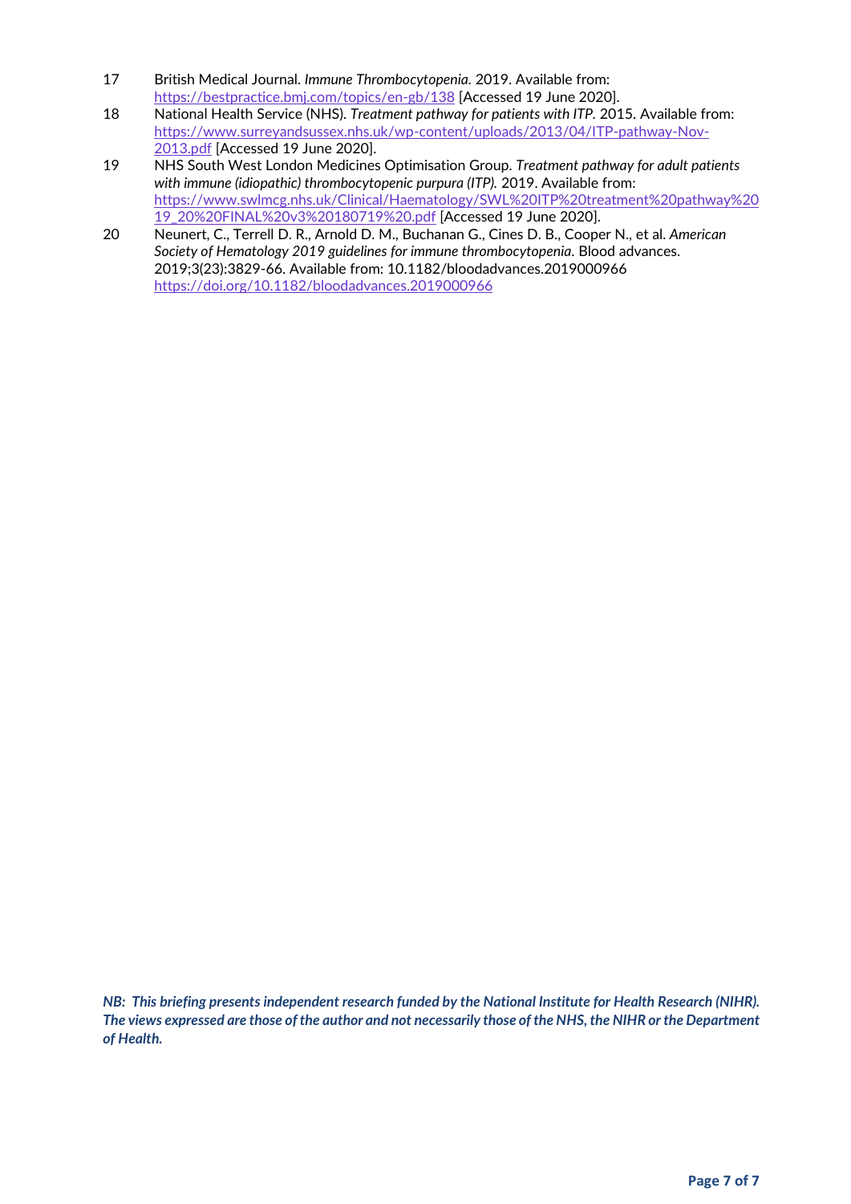17 British Medical Journal. *Immune Thrombocytopenia.* 2019. Available from: https://bestpractice.bmj.com/topics/en-gb/138 [Accessed 19 June 2020].

18 National Health Service (NHS). *Treatment pathway for patients with ITP.* 2015. Available from: https://www.surreyandsussex.nhs.uk/wp-content/uploads/2013/04/ITP-pathway-Nov-2013.pdf [Accessed 19 June 2020].

19 NHS South West London Medicines Optimisation Group. *Treatment pathway for adult patients with immune (idiopathic) thrombocytopenic purpura (ITP).* 2019. Available from: https://www.swlmcg.nhs.uk/Clinical/Haematology/SWL%20ITP%20treatment%20pathway%2019_20%20FINAL%20v3%20180719%20.pdf [Accessed 19 June 2020].

20 Neunert, C., Terrell D. R., Arnold D. M., Buchanan G., Cines D. B., Cooper N., et al. *American Society of Hematology 2019 guidelines for immune thrombocytopenia.* Blood advances. 2019;3(23):3829-66. Available from: 10.1182/bloodadvances.2019000966 https://doi.org/10.1182/bloodadvances.2019000966

***NB: This briefing presents independent research funded by the National Institute for Health Research (NIHR). The views expressed are those of the author and not necessarily those of the NHS, the NIHR or the Department of Health.***